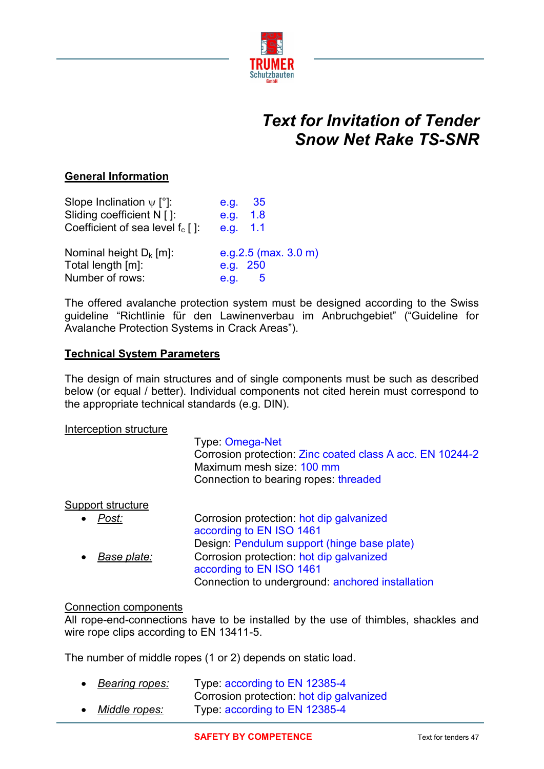TRUMER Schutzbauten GmbH

# Text for Invitation of Tender
# Snow Net Rake TS-SNR

## General Information

Slope Inclination $\psi$ [°]: e.g. 35
Sliding coefficient N [ ]: e.g. 1.8
Coefficient of sea level $f_c$ [ ]: e.g. 1.1

Nominal height $D_k$ [m]: e.g.2.5 (max. 3.0 m)
Total length [m]: e.g. 250
Number of rows: e.g. 5

The offered avalanche protection system must be designed according to the Swiss guideline "Richtlinie für den Lawinenverbau im Anbruchgebiet" ("Guideline for Avalanche Protection Systems in Crack Areas").

## Technical System Parameters

The design of main structures and of single components must be such as described below (or equal / better). Individual components not cited herein must correspond to the appropriate technical standards (e.g. DIN).

Interception structure

Type: Omega-Net
Corrosion protection: Zinc coated class A acc. EN 10244-2
Maximum mesh size: 100 mm
Connection to bearing ropes: threaded

Support structure

- *Post:* Corrosion protection: hot dip galvanized according to EN ISO 1461
  Design: Pendulum support (hinge base plate)
- *Base plate:* Corrosion protection: hot dip galvanized according to EN ISO 1461
  Connection to underground: anchored installation

Connection components

All rope-end-connections have to be installed by the use of thimbles, shackles and wire rope clips according to EN 13411-5.

The number of middle ropes (1 or 2) depends on static load.

- *Bearing ropes:* Type: according to EN 12385-4
  Corrosion protection: hot dip galvanized
- *Middle ropes:* Type: according to EN 12385-4

SAFETY BY COMPETENCE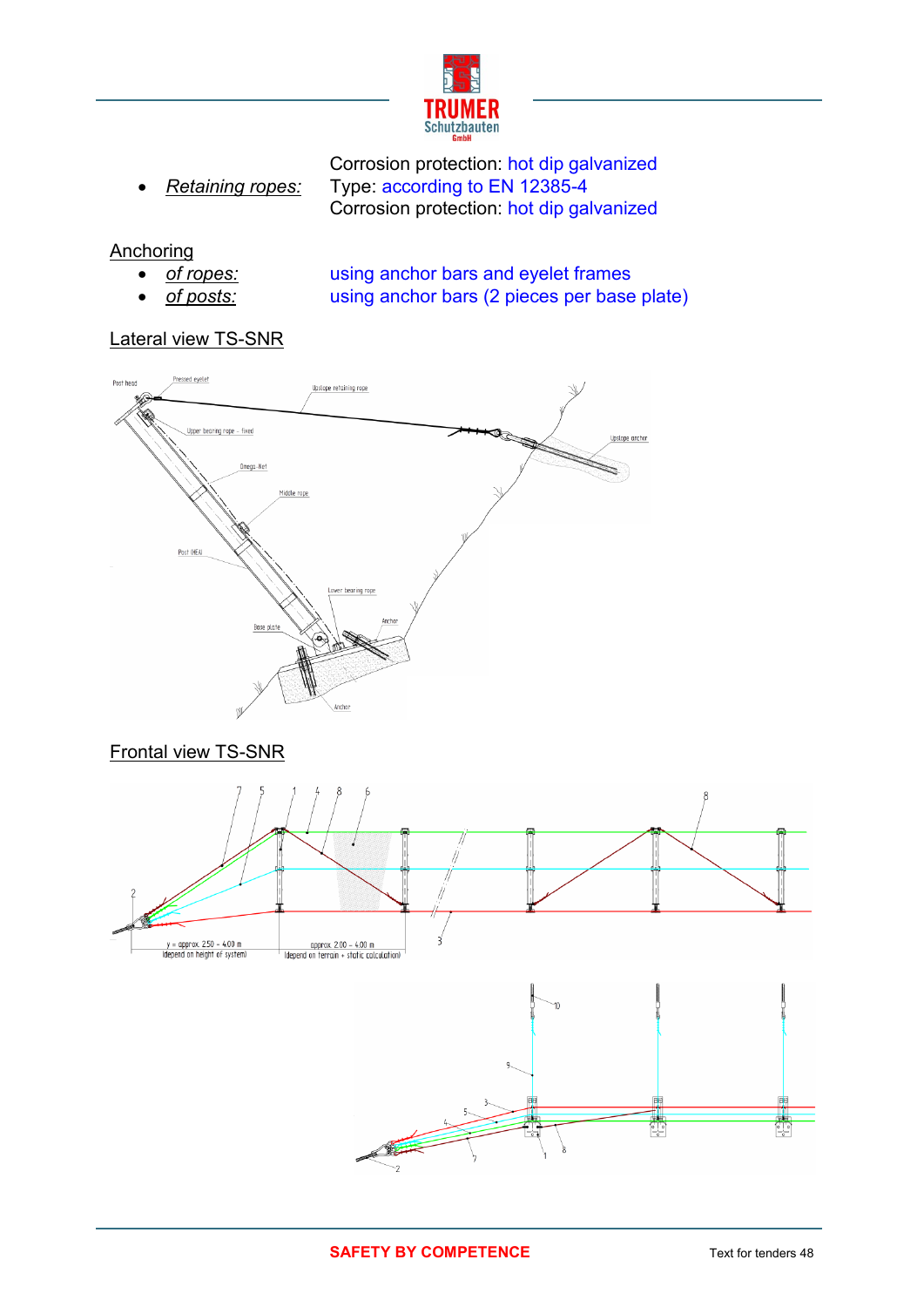Corrosion protection: hot dip galvanized

- *Retaining ropes:* Type: according to EN 12385-4
  Corrosion protection: hot dip galvanized

Anchoring

- *of ropes:* using anchor bars and eyelet frames
- *of posts:* using anchor bars (2 pieces per base plate)

Lateral view TS-SNR

Post head
Pressed eyelet
Upslope retaining rope
Upper bearing rope - fixed
Upslope anchor
Omega-Net
Middle rope
Post (HEA)
Lower bearing rope
Anchor
Base plate
Anchor

Frontal view TS-SNR

7 5 1 4 8 6 8
2
3
y = approx. 2.50 - 4.00 m
(depend on height of system)
approx. 2.00 - 4.00 m
(depend on terrain + static calculation)

10
9
3
5
4
2
7
1
8